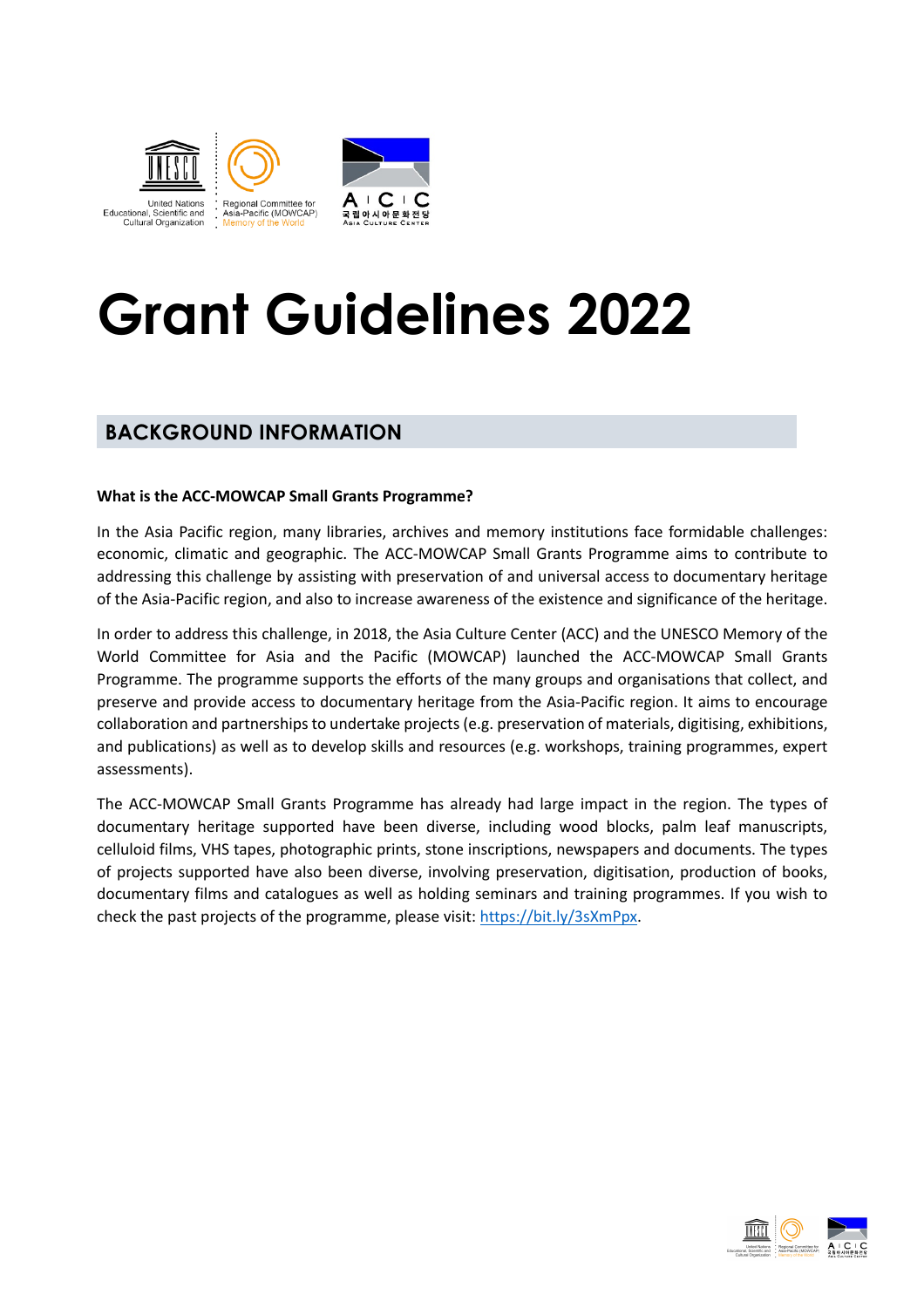# Grant Guidelines 2022

## BACKGROUND INFORMATION

**What is the ACC-MOWCAP Small Grants Programme?**

In the Asia Pacific region, many libraries, archives and memory institutions face formidable challenges: economic, climatic and geographic. The ACC-MOWCAP Small Grants Programme aims to contribute to addressing this challenge by assisting with preservation of and universal access to documentary heritage of the Asia-Pacific region, and also to increase awareness of the existence and significance of the heritage.

In order to address this challenge, in 2018, the Asia Culture Center (ACC) and the UNESCO Memory of the World Committee for Asia and the Pacific (MOWCAP) launched the ACC-MOWCAP Small Grants Programme. The programme supports the efforts of the many groups and organisations that collect, and preserve and provide access to documentary heritage from the Asia-Pacific region. It aims to encourage collaboration and partnerships to undertake projects (e.g. preservation of materials, digitising, exhibitions, and publications) as well as to develop skills and resources (e.g. workshops, training programmes, expert assessments).

The ACC-MOWCAP Small Grants Programme has already had large impact in the region. The types of documentary heritage supported have been diverse, including wood blocks, palm leaf manuscripts, celluloid films, VHS tapes, photographic prints, stone inscriptions, newspapers and documents. The types of projects supported have also been diverse, involving preservation, digitisation, production of books, documentary films and catalogues as well as holding seminars and training programmes. If you wish to check the past projects of the programme, please visit: https://bit.ly/3sXmPpx.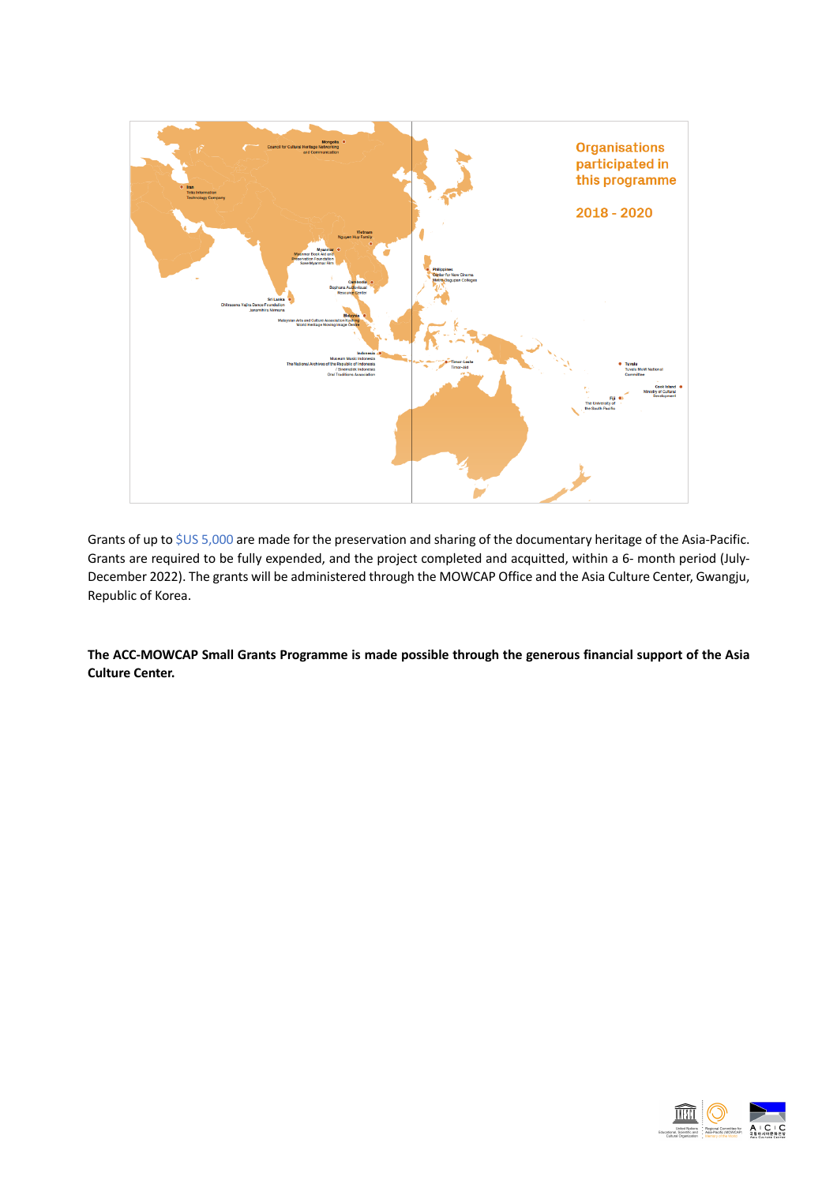## Organisations participated in this programme

## 2018 - 2020

Mongolia
Council for Cultural Heritage Networking and Communication

Iran
Tolla Information Technology Company

Vietnam
Nguyen Huy Family

Myanmar
Myanmar Book Aid and Preservation Foundation
Save Myanmar Film

Philippines
Center for New Cinema
Metro Dagupan Colleges

Cambodia
Bophana Audiovisual Resource Center

Sri Lanka
Chitrasena Vajira Dance Foundation
Janamithra Vismana

Malaysia
Malaysian Arts and Culture Association Kuching
World Heritage Moving Image Centre

Indonesia
Museum Musik Indonesia
The National Archives of the Republic of Indonesia
/ Sinematek Indonesia
Oral Traditions Association

Timor-Leste
Timor-Aid

Tuvalu
Tuvalu MoW National Committee

Cook Island
Ministry of Cultural Development

Fiji
The University of the South Pacific

Grants of up to $US 5,000 are made for the preservation and sharing of the documentary heritage of the Asia-Pacific. Grants are required to be fully expended, and the project completed and acquitted, within a 6- month period (July-December 2022). The grants will be administered through the MOWCAP Office and the Asia Culture Center, Gwangju, Republic of Korea.

**The ACC-MOWCAP Small Grants Programme is made possible through the generous financial support of the Asia Culture Center.**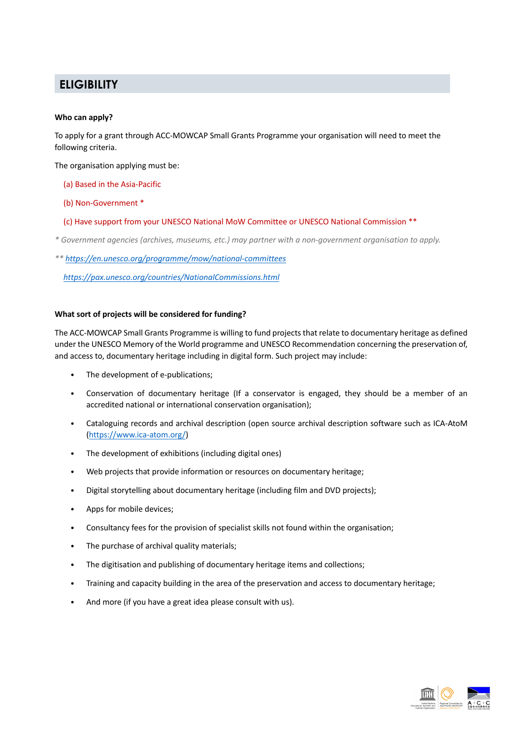## ELIGIBILITY

**Who can apply?**

To apply for a grant through ACC-MOWCAP Small Grants Programme your organisation will need to meet the following criteria.

The organisation applying must be:

(a) Based in the Asia-Pacific

(b) Non-Government *

(c) Have support from your UNESCO National MoW Committee or UNESCO National Commission **

*\* Government agencies (archives, museums, etc.) may partner with a non-government organisation to apply.*

*\*\* https://en.unesco.org/programme/mow/national-committees*

*https://pax.unesco.org/countries/NationalCommissions.html*

**What sort of projects will be considered for funding?**

The ACC-MOWCAP Small Grants Programme is willing to fund projects that relate to documentary heritage as defined under the UNESCO Memory of the World programme and UNESCO Recommendation concerning the preservation of, and access to, documentary heritage including in digital form. Such project may include:

- The development of e-publications;
- Conservation of documentary heritage (If a conservator is engaged, they should be a member of an accredited national or international conservation organisation);
- Cataloguing records and archival description (open source archival description software such as ICA-AtoM (https://www.ica-atom.org/)
- The development of exhibitions (including digital ones)
- Web projects that provide information or resources on documentary heritage;
- Digital storytelling about documentary heritage (including film and DVD projects);
- Apps for mobile devices;
- Consultancy fees for the provision of specialist skills not found within the organisation;
- The purchase of archival quality materials;
- The digitisation and publishing of documentary heritage items and collections;
- Training and capacity building in the area of the preservation and access to documentary heritage;
- And more (if you have a great idea please consult with us).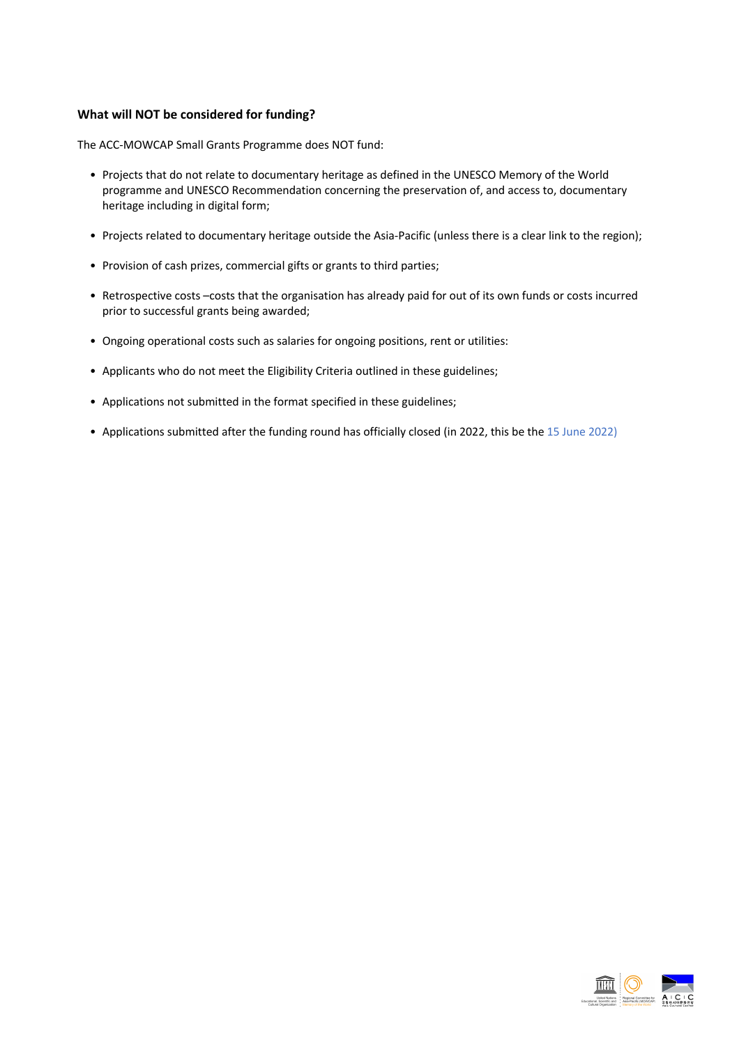**What will NOT be considered for funding?**

The ACC-MOWCAP Small Grants Programme does NOT fund:

- Projects that do not relate to documentary heritage as defined in the UNESCO Memory of the World programme and UNESCO Recommendation concerning the preservation of, and access to, documentary heritage including in digital form;
- Projects related to documentary heritage outside the Asia-Pacific (unless there is a clear link to the region);
- Provision of cash prizes, commercial gifts or grants to third parties;
- Retrospective costs –costs that the organisation has already paid for out of its own funds or costs incurred prior to successful grants being awarded;
- Ongoing operational costs such as salaries for ongoing positions, rent or utilities:
- Applicants who do not meet the Eligibility Criteria outlined in these guidelines;
- Applications not submitted in the format specified in these guidelines;
- Applications submitted after the funding round has officially closed (in 2022, this be the 15 June 2022)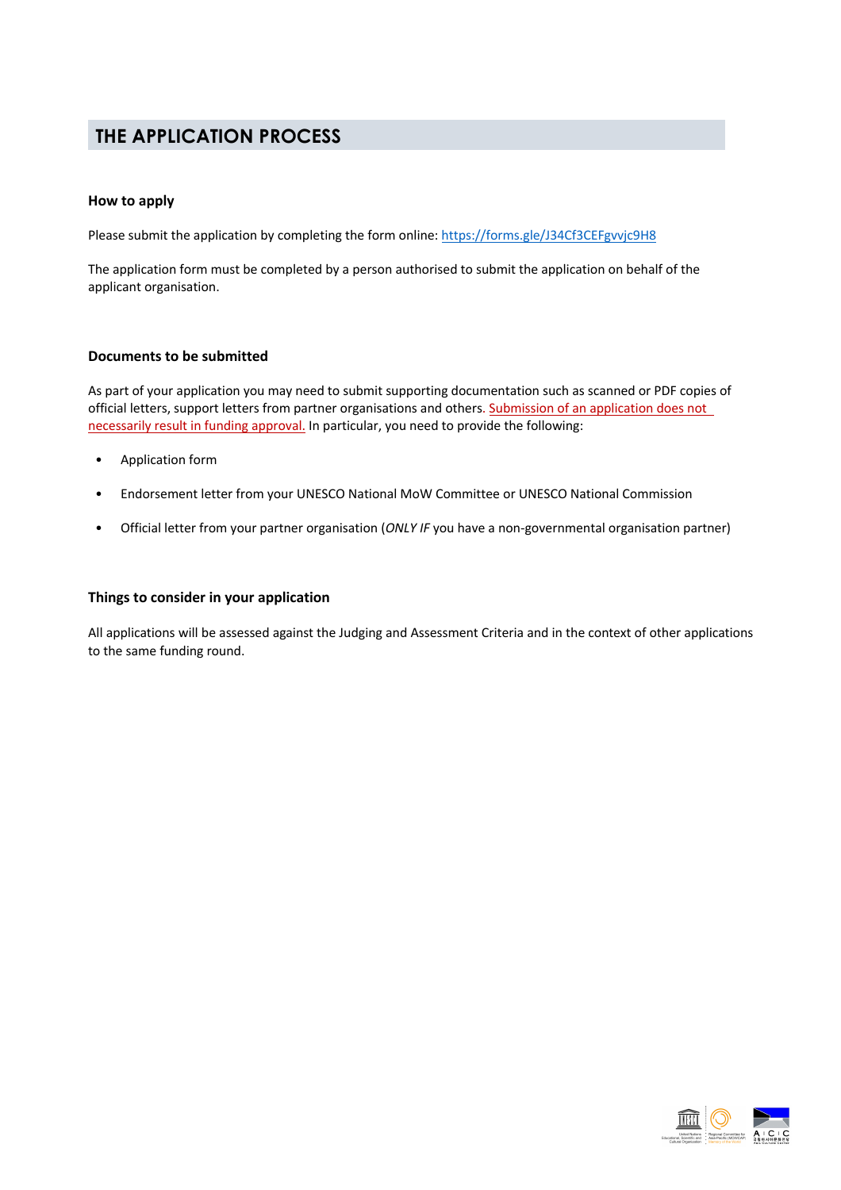# THE APPLICATION PROCESS

### How to apply

Please submit the application by completing the form online: https://forms.gle/J34Cf3CEFgvvjc9H8

The application form must be completed by a person authorised to submit the application on behalf of the applicant organisation.

### Documents to be submitted

As part of your application you may need to submit supporting documentation such as scanned or PDF copies of official letters, support letters from partner organisations and others. Submission of an application does not necessarily result in funding approval. In particular, you need to provide the following:

- Application form
- Endorsement letter from your UNESCO National MoW Committee or UNESCO National Commission
- Official letter from your partner organisation (*ONLY IF* you have a non-governmental organisation partner)

### Things to consider in your application

All applications will be assessed against the Judging and Assessment Criteria and in the context of other applications to the same funding round.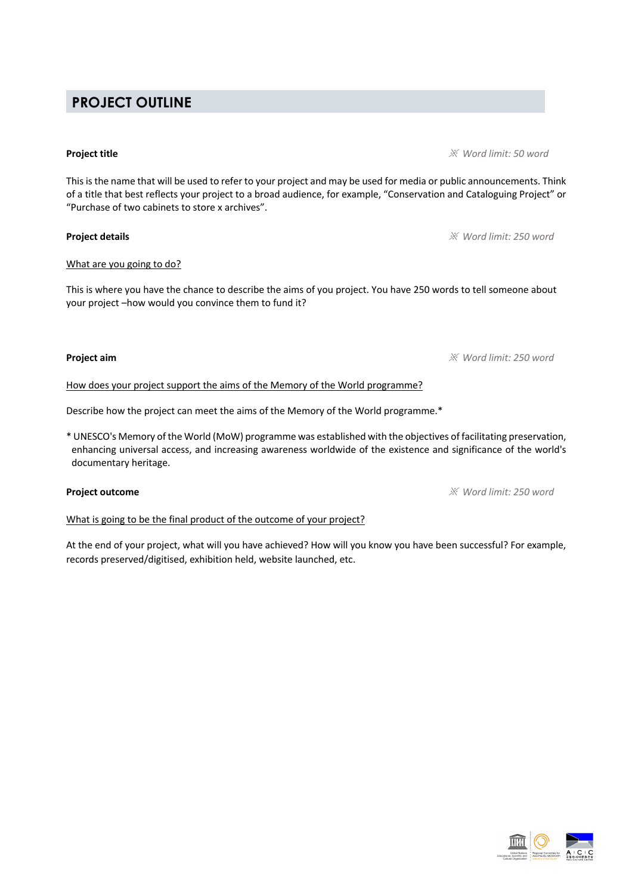## PROJECT OUTLINE

**Project title** *※ Word limit: 50 word*

This is the name that will be used to refer to your project and may be used for media or public announcements. Think of a title that best reflects your project to a broad audience, for example, "Conservation and Cataloguing Project" or "Purchase of two cabinets to store x archives".

**Project details** *※ Word limit: 250 word*

<u>What are you going to do?</u>

This is where you have the chance to describe the aims of you project. You have 250 words to tell someone about your project –how would you convince them to fund it?

**Project aim** *※ Word limit: 250 word*

<u>How does your project support the aims of the Memory of the World programme?</u>

Describe how the project can meet the aims of the Memory of the World programme.*

* UNESCO's Memory of the World (MoW) programme was established with the objectives of facilitating preservation, enhancing universal access, and increasing awareness worldwide of the existence and significance of the world's documentary heritage.

**Project outcome** *※ Word limit: 250 word*

<u>What is going to be the final product of the outcome of your project?</u>

At the end of your project, what will you have achieved? How will you know you have been successful? For example, records preserved/digitised, exhibition held, website launched, etc.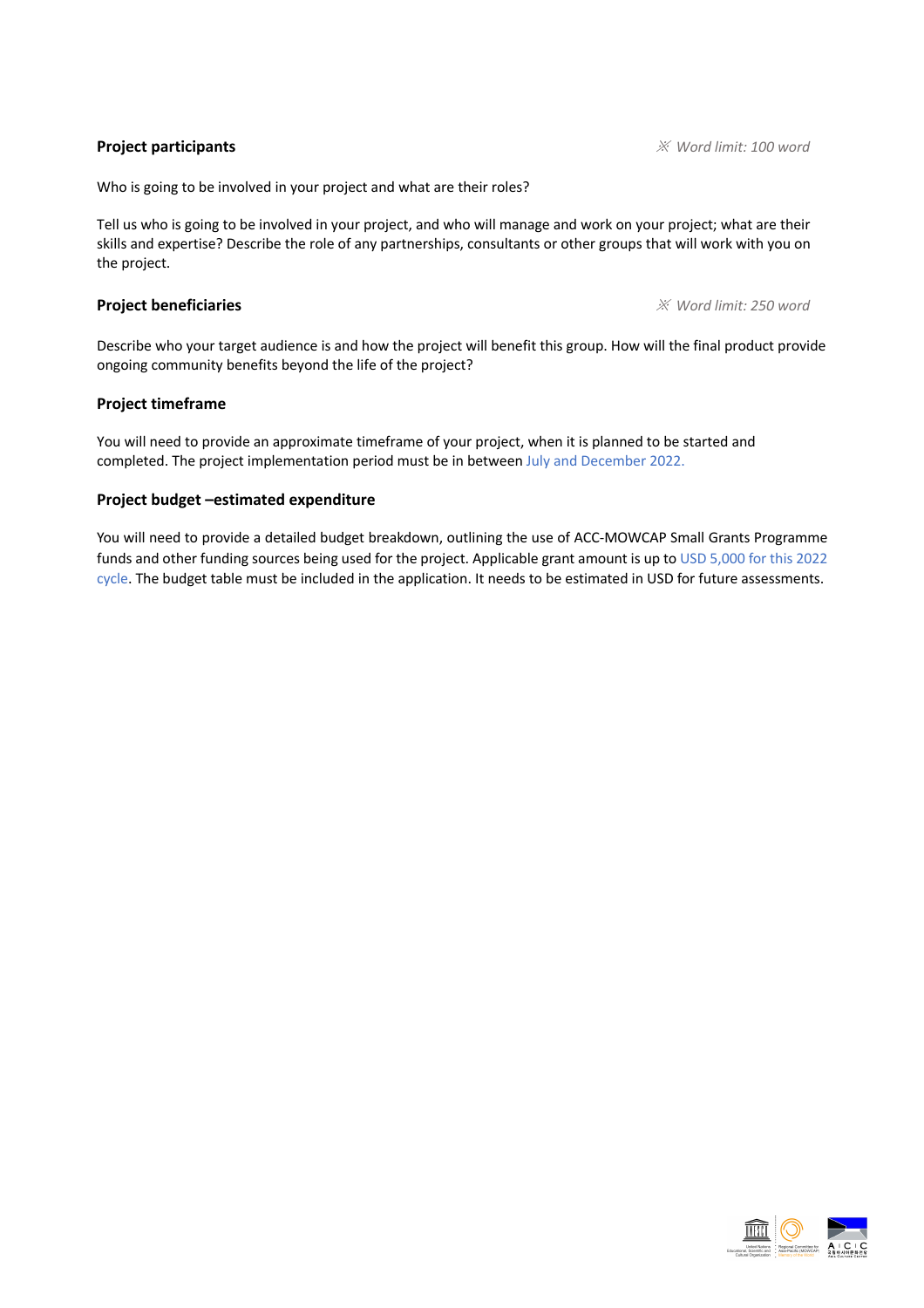**Project participants** ※ *Word limit: 100 word*

Who is going to be involved in your project and what are their roles?

Tell us who is going to be involved in your project, and who will manage and work on your project; what are their skills and expertise? Describe the role of any partnerships, consultants or other groups that will work with you on the project.

**Project beneficiaries** ※ *Word limit: 250 word*

Describe who your target audience is and how the project will benefit this group. How will the final product provide ongoing community benefits beyond the life of the project?

**Project timeframe**

You will need to provide an approximate timeframe of your project, when it is planned to be started and completed. The project implementation period must be in between July and December 2022.

**Project budget –estimated expenditure**

You will need to provide a detailed budget breakdown, outlining the use of ACC-MOWCAP Small Grants Programme funds and other funding sources being used for the project. Applicable grant amount is up to USD 5,000 for this 2022 cycle. The budget table must be included in the application. It needs to be estimated in USD for future assessments.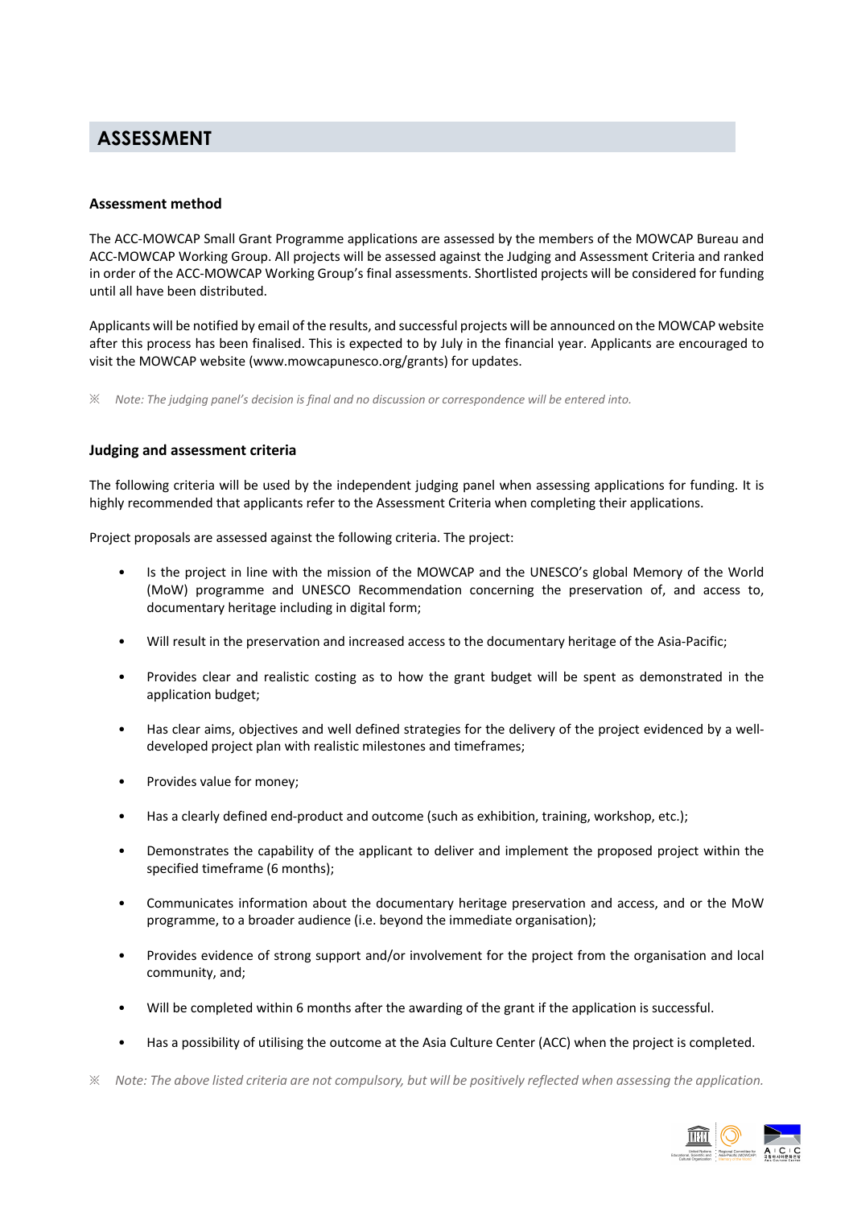## ASSESSMENT

### Assessment method

The ACC-MOWCAP Small Grant Programme applications are assessed by the members of the MOWCAP Bureau and ACC-MOWCAP Working Group. All projects will be assessed against the Judging and Assessment Criteria and ranked in order of the ACC-MOWCAP Working Group's final assessments. Shortlisted projects will be considered for funding until all have been distributed.

Applicants will be notified by email of the results, and successful projects will be announced on the MOWCAP website after this process has been finalised. This is expected to by July in the financial year. Applicants are encouraged to visit the MOWCAP website (www.mowcapunesco.org/grants) for updates.

※ *Note: The judging panel's decision is final and no discussion or correspondence will be entered into.*

### Judging and assessment criteria

The following criteria will be used by the independent judging panel when assessing applications for funding. It is highly recommended that applicants refer to the Assessment Criteria when completing their applications.

Project proposals are assessed against the following criteria. The project:

- Is the project in line with the mission of the MOWCAP and the UNESCO's global Memory of the World (MoW) programme and UNESCO Recommendation concerning the preservation of, and access to, documentary heritage including in digital form;
- Will result in the preservation and increased access to the documentary heritage of the Asia-Pacific;
- Provides clear and realistic costing as to how the grant budget will be spent as demonstrated in the application budget;
- Has clear aims, objectives and well defined strategies for the delivery of the project evidenced by a well-developed project plan with realistic milestones and timeframes;
- Provides value for money;
- Has a clearly defined end-product and outcome (such as exhibition, training, workshop, etc.);
- Demonstrates the capability of the applicant to deliver and implement the proposed project within the specified timeframe (6 months);
- Communicates information about the documentary heritage preservation and access, and or the MoW programme, to a broader audience (i.e. beyond the immediate organisation);
- Provides evidence of strong support and/or involvement for the project from the organisation and local community, and;
- Will be completed within 6 months after the awarding of the grant if the application is successful.
- Has a possibility of utilising the outcome at the Asia Culture Center (ACC) when the project is completed.

※ *Note: The above listed criteria are not compulsory, but will be positively reflected when assessing the application.*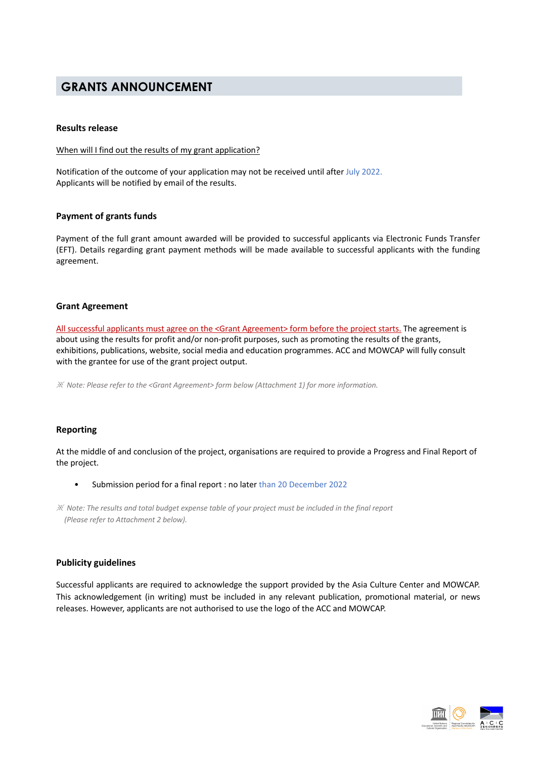## GRANTS ANNOUNCEMENT

### Results release

When will I find out the results of my grant application?

Notification of the outcome of your application may not be received until after July 2022.
Applicants will be notified by email of the results.

### Payment of grants funds

Payment of the full grant amount awarded will be provided to successful applicants via Electronic Funds Transfer (EFT). Details regarding grant payment methods will be made available to successful applicants with the funding agreement.

### Grant Agreement

All successful applicants must agree on the <Grant Agreement> form before the project starts. The agreement is about using the results for profit and/or non-profit purposes, such as promoting the results of the grants, exhibitions, publications, website, social media and education programmes. ACC and MOWCAP will fully consult with the grantee for use of the grant project output.

*※ Note: Please refer to the <Grant Agreement> form below (Attachment 1) for more information.*

### Reporting

At the middle of and conclusion of the project, organisations are required to provide a Progress and Final Report of the project.

- Submission period for a final report : no later than 20 December 2022

*※ Note: The results and total budget expense table of your project must be included in the final report (Please refer to Attachment 2 below).*

### Publicity guidelines

Successful applicants are required to acknowledge the support provided by the Asia Culture Center and MOWCAP. This acknowledgement (in writing) must be included in any relevant publication, promotional material, or news releases. However, applicants are not authorised to use the logo of the ACC and MOWCAP.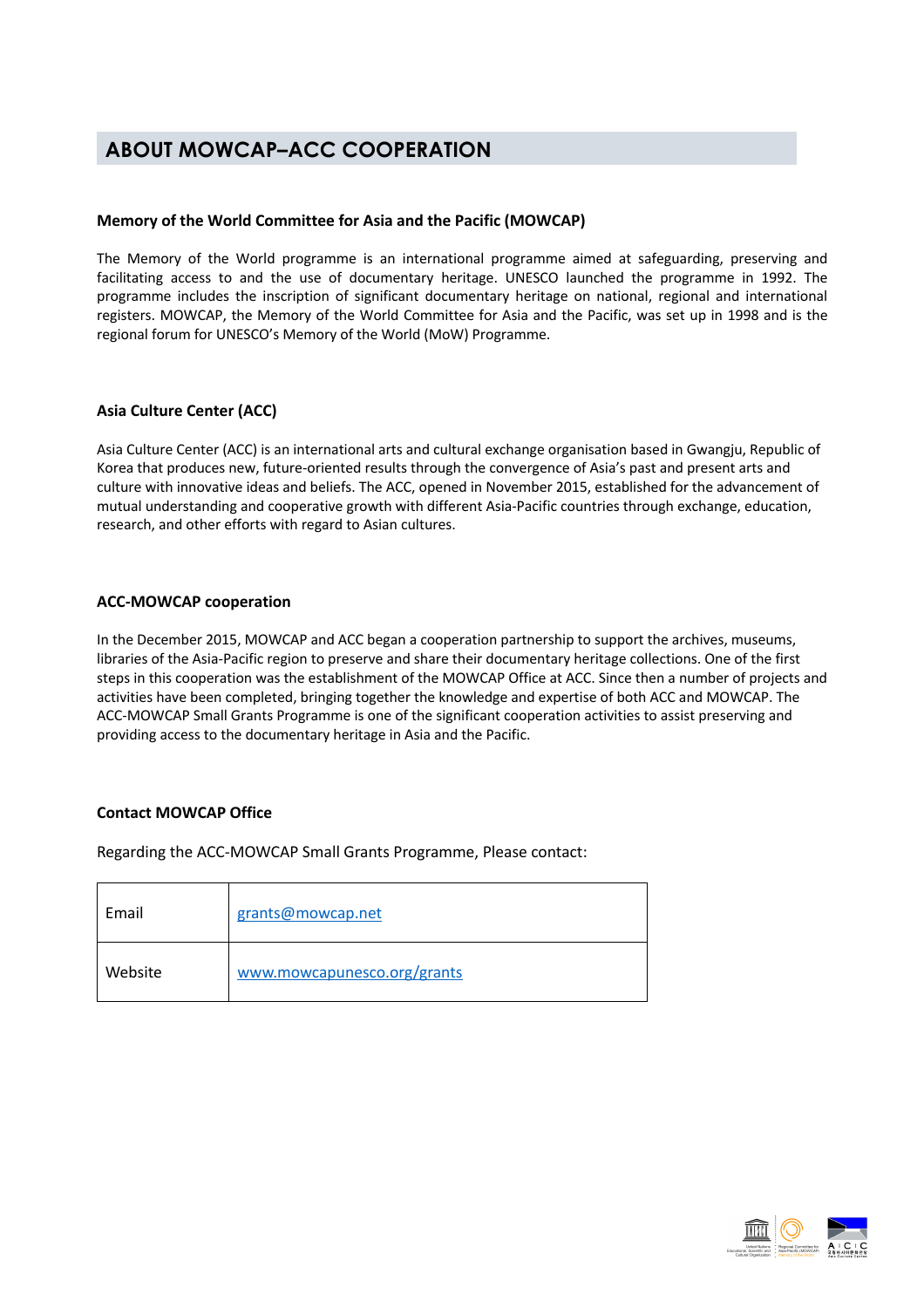# ABOUT MOWCAP–ACC COOPERATION

### Memory of the World Committee for Asia and the Pacific (MOWCAP)

The Memory of the World programme is an international programme aimed at safeguarding, preserving and facilitating access to and the use of documentary heritage. UNESCO launched the programme in 1992. The programme includes the inscription of significant documentary heritage on national, regional and international registers. MOWCAP, the Memory of the World Committee for Asia and the Pacific, was set up in 1998 and is the regional forum for UNESCO's Memory of the World (MoW) Programme.

### Asia Culture Center (ACC)

Asia Culture Center (ACC) is an international arts and cultural exchange organisation based in Gwangju, Republic of Korea that produces new, future-oriented results through the convergence of Asia's past and present arts and culture with innovative ideas and beliefs. The ACC, opened in November 2015, established for the advancement of mutual understanding and cooperative growth with different Asia-Pacific countries through exchange, education, research, and other efforts with regard to Asian cultures.

### ACC-MOWCAP cooperation

In the December 2015, MOWCAP and ACC began a cooperation partnership to support the archives, museums, libraries of the Asia-Pacific region to preserve and share their documentary heritage collections. One of the first steps in this cooperation was the establishment of the MOWCAP Office at ACC. Since then a number of projects and activities have been completed, bringing together the knowledge and expertise of both ACC and MOWCAP. The ACC-MOWCAP Small Grants Programme is one of the significant cooperation activities to assist preserving and providing access to the documentary heritage in Asia and the Pacific.

### Contact MOWCAP Office

Regarding the ACC-MOWCAP Small Grants Programme, Please contact:

| | |
|---|---|
| Email | grants@mowcap.net |
| Website | www.mowcapunesco.org/grants |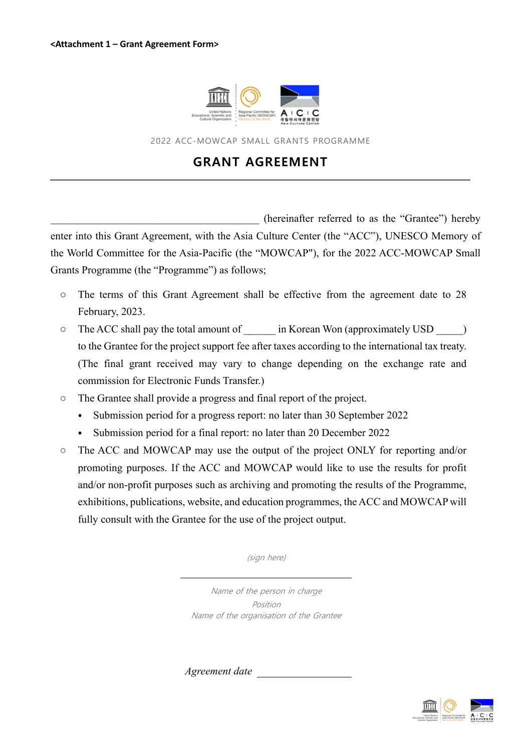**<Attachment 1 – Grant Agreement Form>**

2022 ACC-MOWCAP SMALL GRANTS PROGRAMME

## GRANT AGREEMENT

________________________________________ (hereinafter referred to as the “Grantee”) hereby enter into this Grant Agreement, with the Asia Culture Center (the “ACC”), UNESCO Memory of the World Committee for the Asia-Pacific (the “MOWCAP"), for the 2022 ACC-MOWCAP Small Grants Programme (the “Programme”) as follows;

- The terms of this Grant Agreement shall be effective from the agreement date to 28 February, 2023.
- The ACC shall pay the total amount of ______ in Korean Won (approximately USD _____) to the Grantee for the project support fee after taxes according to the international tax treaty. (The final grant received may vary to change depending on the exchange rate and commission for Electronic Funds Transfer.)
- The Grantee shall provide a progress and final report of the project.
  - Submission period for a progress report: no later than 30 September 2022
  - Submission period for a final report: no later than 20 December 2022
- The ACC and MOWCAP may use the output of the project ONLY for reporting and/or promoting purposes. If the ACC and MOWCAP would like to use the results for profit and/or non-profit purposes such as archiving and promoting the results of the Programme, exhibitions, publications, website, and education programmes, the ACC and MOWCAP will fully consult with the Grantee for the use of the project output.

*(sign here)*

____________________________

*Name of the person in charge*
*Position*
*Name of the organisation of the Grantee*

*Agreement date* ________________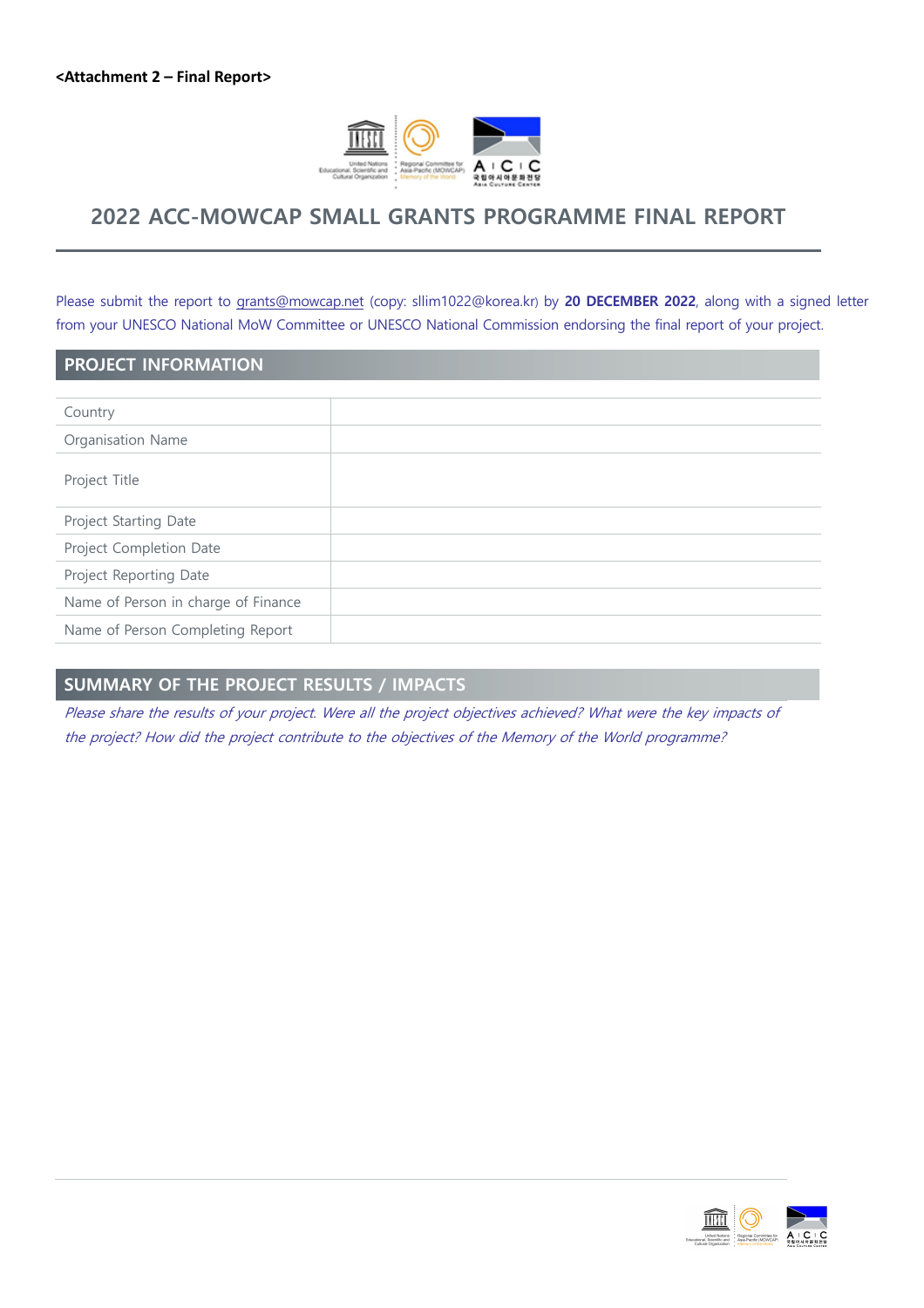**<Attachment 2 – Final Report>**

# 2022 ACC-MOWCAP SMALL GRANTS PROGRAMME FINAL REPORT

Please submit the report to grants@mowcap.net (copy: sllim1022@korea.kr) by **20 DECEMBER 2022**, along with a signed letter from your UNESCO National MoW Committee or UNESCO National Commission endorsing the final report of your project.

## PROJECT INFORMATION

| | |
|---|---|
| Country | |
| Organisation Name | |
| Project Title | |
| Project Starting Date | |
| Project Completion Date | |
| Project Reporting Date | |
| Name of Person in charge of Finance | |
| Name of Person Completing Report | |

## SUMMARY OF THE PROJECT RESULTS / IMPACTS

*Please share the results of your project. Were all the project objectives achieved? What were the key impacts of the project? How did the project contribute to the objectives of the Memory of the World programme?*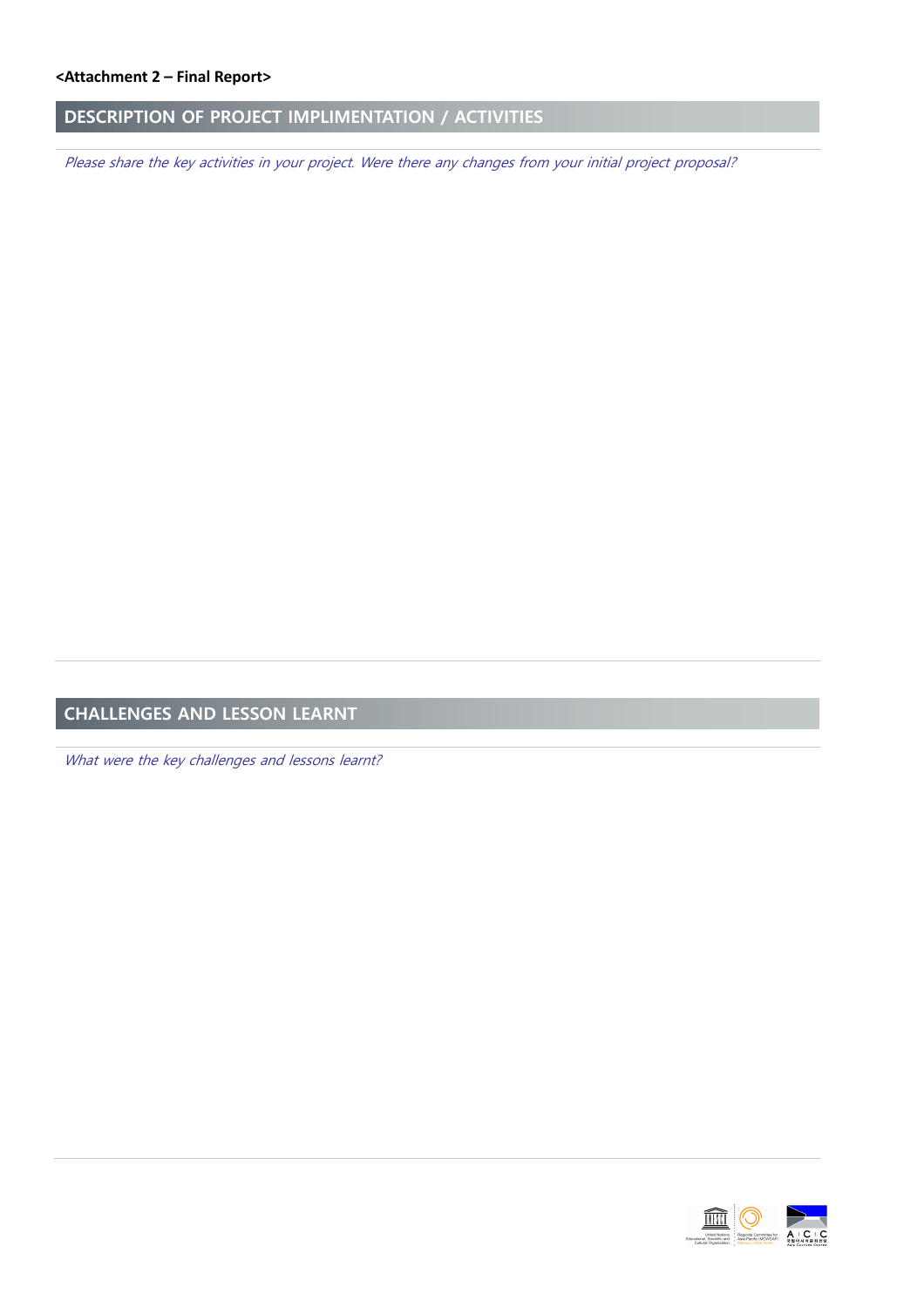**<Attachment 2 – Final Report>**

## DESCRIPTION OF PROJECT IMPLIMENTATION / ACTIVITIES

*Please share the key activities in your project. Were there any changes from your initial project proposal?*

## CHALLENGES AND LESSON LEARNT

*What were the key challenges and lessons learnt?*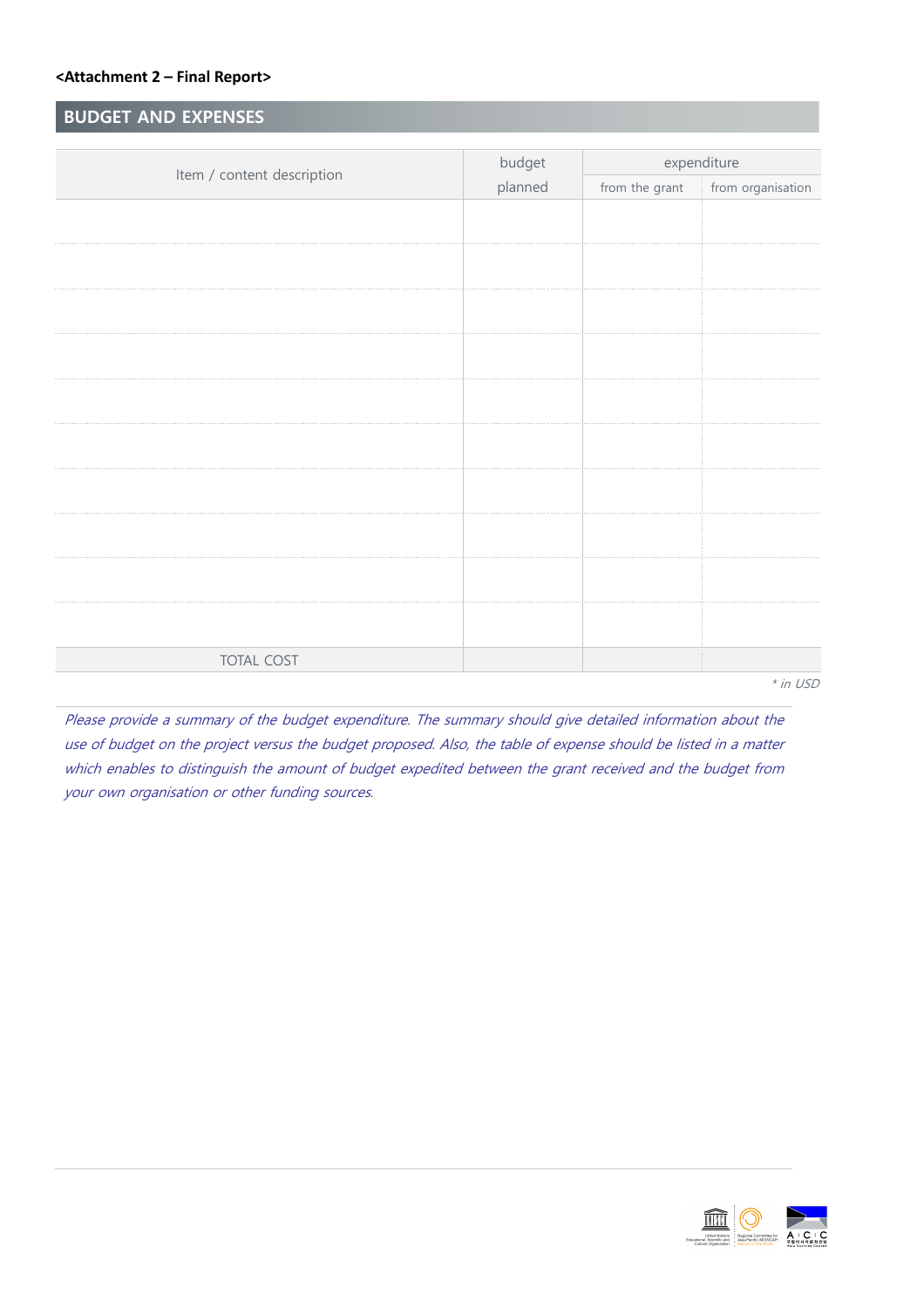**<Attachment 2 – Final Report>**

## BUDGET AND EXPENSES

| Item / content description | budget planned | expenditure | |
|---|---|---|---|
| | | from the grant | from organisation |
| | | | |
| | | | |
| | | | |
| | | | |
| | | | |
| | | | |
| | | | |
| | | | |
| | | | |
| | | | |
| TOTAL COST | | | |

*\* in USD*

*Please provide a summary of the budget expenditure. The summary should give detailed information about the use of budget on the project versus the budget proposed. Also, the table of expense should be listed in a matter which enables to distinguish the amount of budget expedited between the grant received and the budget from your own organisation or other funding sources.*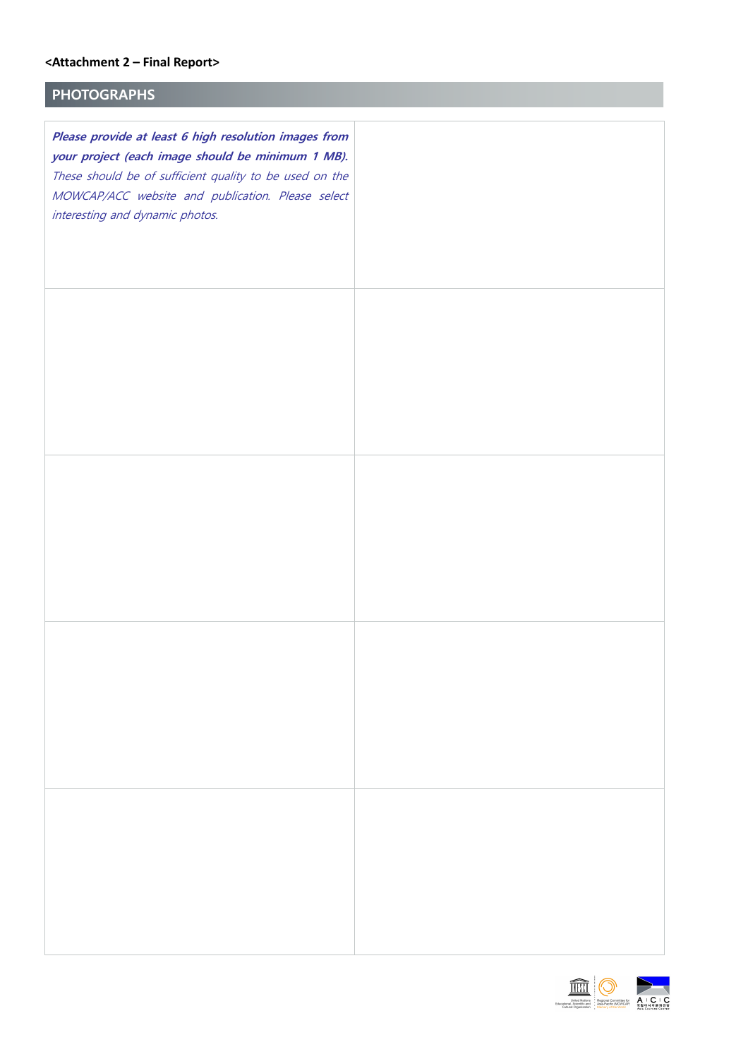**<Attachment 2 – Final Report>**

## PHOTOGRAPHS

| ***Please provide at least 6 high resolution images from your project (each image should be minimum 1 MB).*** *These should be of sufficient quality to be used on the MOWCAP/ACC website and publication. Please select interesting and dynamic photos.* | |
|---|---|
| | |
| | |
| | |
| | |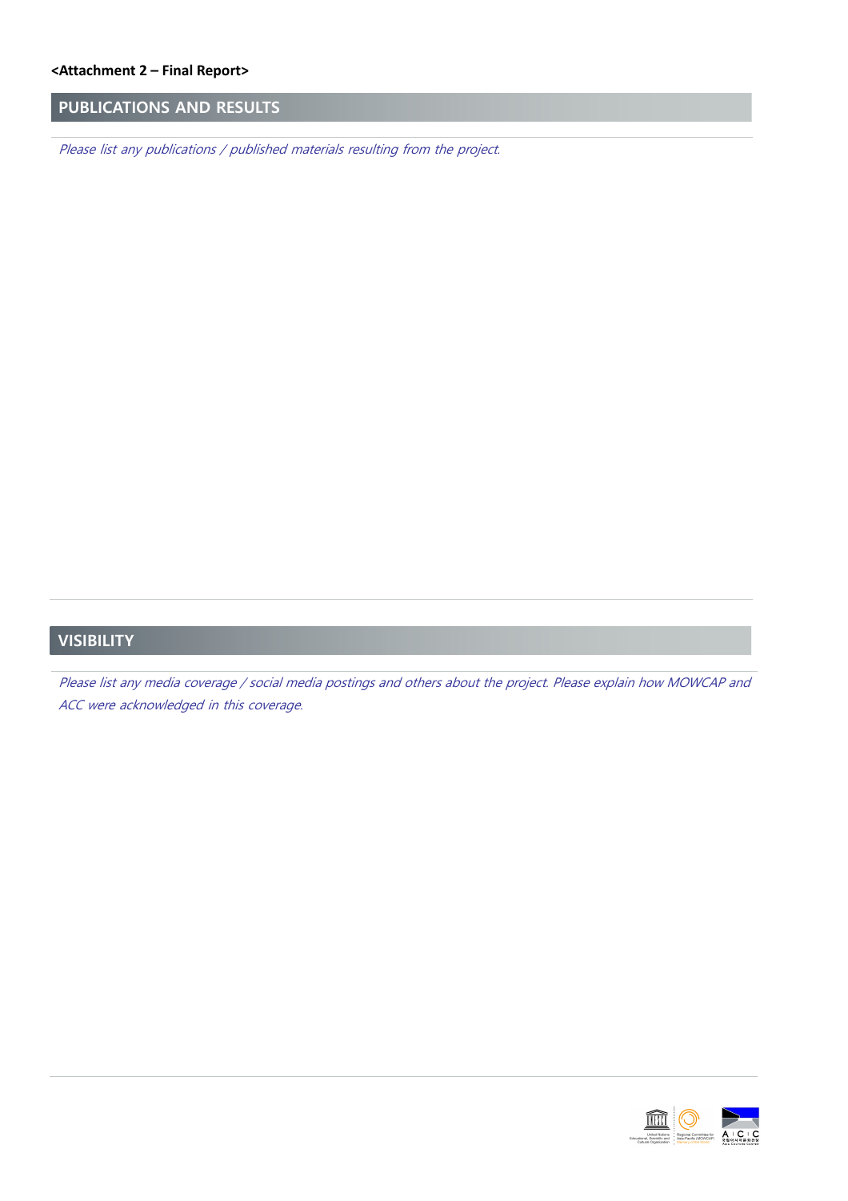**<Attachment 2 – Final Report>**

## PUBLICATIONS AND RESULTS

*Please list any publications / published materials resulting from the project.*

## VISIBILITY

*Please list any media coverage / social media postings and others about the project. Please explain how MOWCAP and ACC were acknowledged in this coverage.*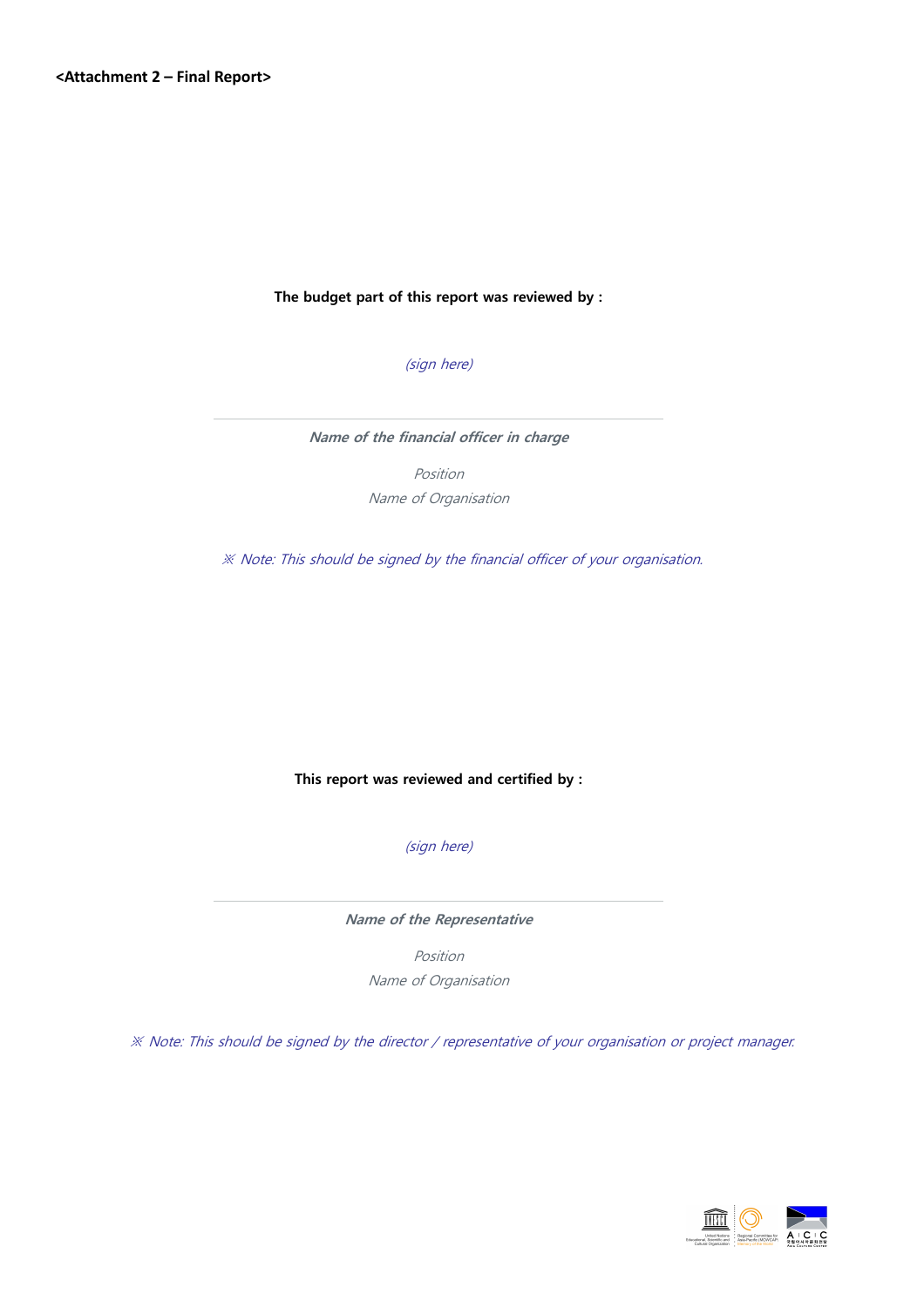**<Attachment 2 – Final Report>**

**The budget part of this report was reviewed by :**

*(sign here)*

---

***Name of the financial officer in charge***

*Position*
*Name of Organisation*

*※ Note: This should be signed by the financial officer of your organisation.*

**This report was reviewed and certified by :**

*(sign here)*

---

***Name of the Representative***

*Position*
*Name of Organisation*

*※ Note: This should be signed by the director / representative of your organisation or project manager.*